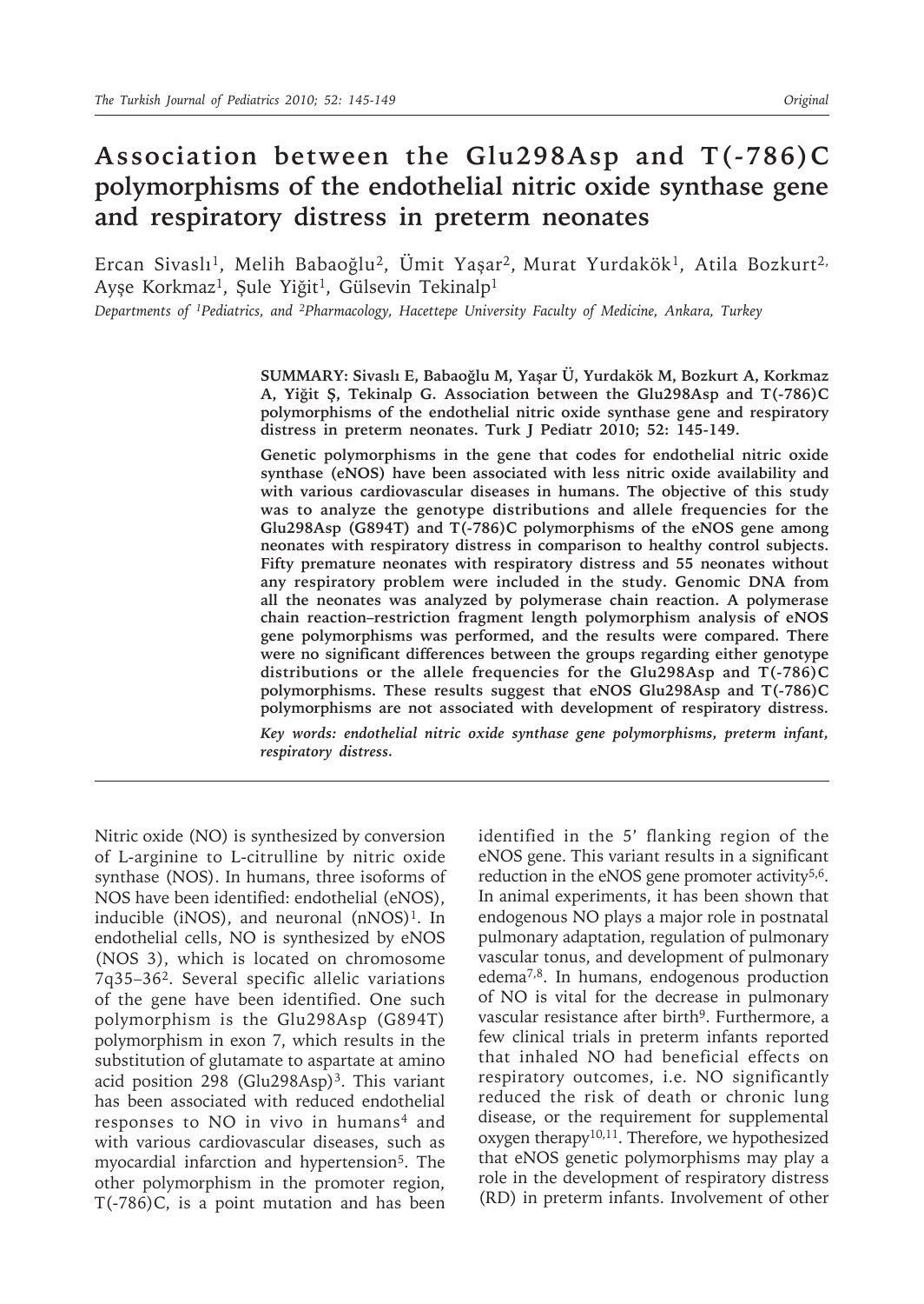Original

# Association between the Glu298Asp and T(-786)C polymorphisms of the endothelial nitric oxide synthase gene and respiratory distress in preterm neonates

Ercan Sivaslı[1], Melih Babaoğlu[2], Ümit Yaşar[2], Murat Yurdakök[1], Atila Bozkurt[2], Ayşe Korkmaz[1], Şule Yiğit[1], Gülsevin Tekinalp[1]

*Departments of [1]Pediatrics, and [2]Pharmacology, Hacettepe University Faculty of Medicine, Ankara, Turkey*

**SUMMARY: Sivaslı E, Babaoğlu M, Yaşar Ü, Yurdakök M, Bozkurt A, Korkmaz A, Yiğit Ş, Tekinalp G. Association between the Glu298Asp and T(-786)C polymorphisms of the endothelial nitric oxide synthase gene and respiratory distress in preterm neonates. Turk J Pediatr 2010; 52: 145-149.**

**Genetic polymorphisms in the gene that codes for endothelial nitric oxide synthase (eNOS) have been associated with less nitric oxide availability and with various cardiovascular diseases in humans. The objective of this study was to analyze the genotype distributions and allele frequencies for the Glu298Asp (G894T) and T(-786)C polymorphisms of the eNOS gene among neonates with respiratory distress in comparison to healthy control subjects. Fifty premature neonates with respiratory distress and 55 neonates without any respiratory problem were included in the study. Genomic DNA from all the neonates was analyzed by polymerase chain reaction. A polymerase chain reaction–restriction fragment length polymorphism analysis of eNOS gene polymorphisms was performed, and the results were compared. There were no significant differences between the groups regarding either genotype distributions or the allele frequencies for the Glu298Asp and T(-786)C polymorphisms. These results suggest that eNOS Glu298Asp and T(-786)C polymorphisms are not associated with development of respiratory distress.**

***Key words: endothelial nitric oxide synthase gene polymorphisms, preterm infant, respiratory distress.***

Nitric oxide (NO) is synthesized by conversion of L-arginine to L-citrulline by nitric oxide synthase (NOS). In humans, three isoforms of NOS have been identified: endothelial (eNOS), inducible (iNOS), and neuronal (nNOS)[1]. In endothelial cells, NO is synthesized by eNOS (NOS 3), which is located on chromosome 7q35–36[2]. Several specific allelic variations of the gene have been identified. One such polymorphism is the Glu298Asp (G894T) polymorphism in exon 7, which results in the substitution of glutamate to aspartate at amino acid position 298 (Glu298Asp)[3]. This variant has been associated with reduced endothelial responses to NO in vivo in humans[4] and with various cardiovascular diseases, such as myocardial infarction and hypertension[5]. The other polymorphism in the promoter region, T(-786)C, is a point mutation and has been identified in the 5' flanking region of the eNOS gene. This variant results in a significant reduction in the eNOS gene promoter activity[5,6]. In animal experiments, it has been shown that endogenous NO plays a major role in postnatal pulmonary adaptation, regulation of pulmonary vascular tonus, and development of pulmonary edema[7,8]. In humans, endogenous production of NO is vital for the decrease in pulmonary vascular resistance after birth[9]. Furthermore, a few clinical trials in preterm infants reported that inhaled NO had beneficial effects on respiratory outcomes, i.e. NO significantly reduced the risk of death or chronic lung disease, or the requirement for supplemental oxygen therapy[10,11]. Therefore, we hypothesized that eNOS genetic polymorphisms may play a role in the development of respiratory distress (RD) in preterm infants. Involvement of other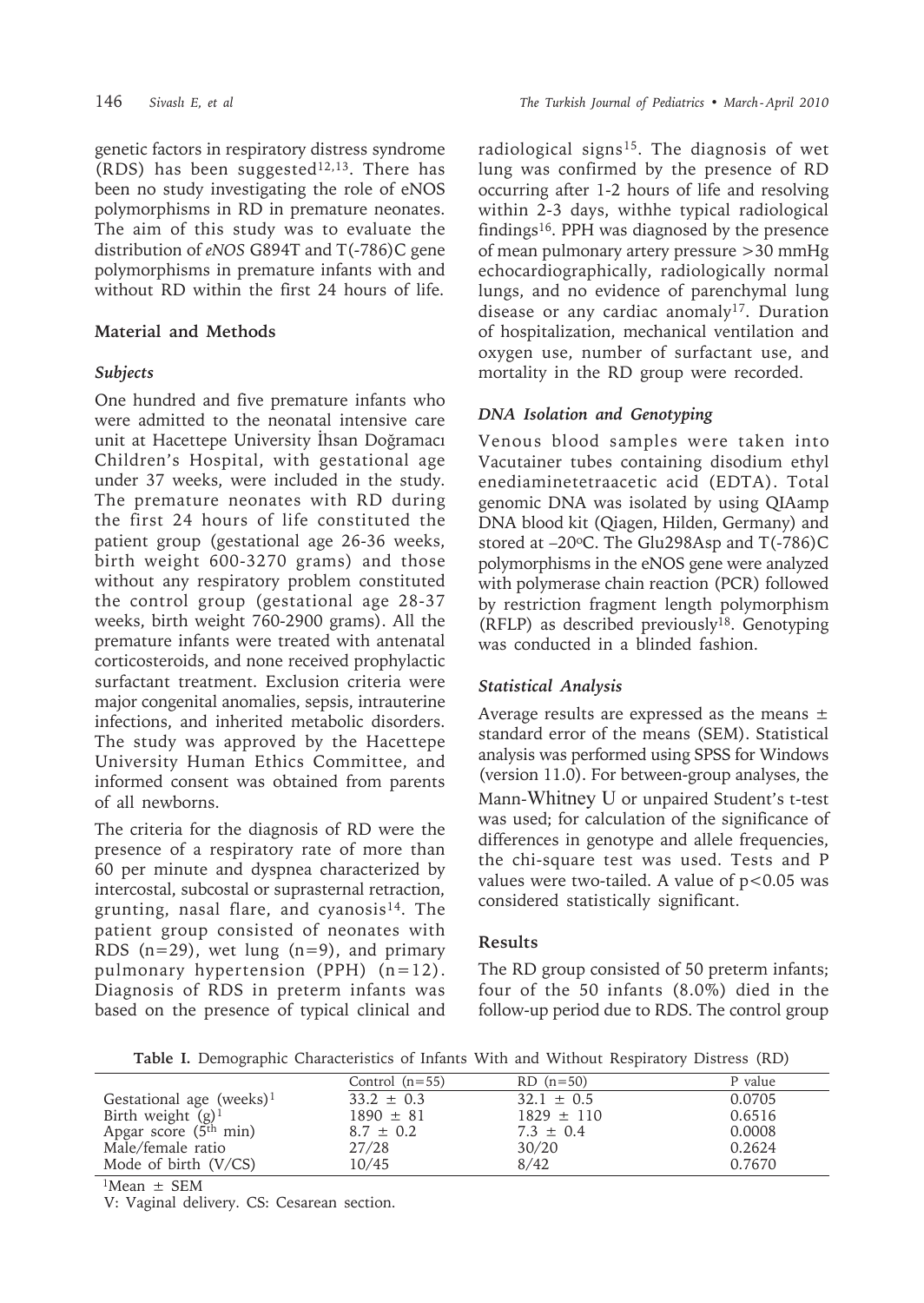genetic factors in respiratory distress syndrome (RDS) has been suggested[12,13]. There has been no study investigating the role of eNOS polymorphisms in RD in premature neonates. The aim of this study was to evaluate the distribution of *eNOS* G894T and T(-786)C gene polymorphisms in premature infants with and without RD within the first 24 hours of life.

## Material and Methods

### *Subjects*

One hundred and five premature infants who were admitted to the neonatal intensive care unit at Hacettepe University İhsan Doğramacı Children's Hospital, with gestational age under 37 weeks, were included in the study. The premature neonates with RD during the first 24 hours of life constituted the patient group (gestational age 26-36 weeks, birth weight 600-3270 grams) and those without any respiratory problem constituted the control group (gestational age 28-37 weeks, birth weight 760-2900 grams). All the premature infants were treated with antenatal corticosteroids, and none received prophylactic surfactant treatment. Exclusion criteria were major congenital anomalies, sepsis, intrauterine infections, and inherited metabolic disorders. The study was approved by the Hacettepe University Human Ethics Committee, and informed consent was obtained from parents of all newborns.

The criteria for the diagnosis of RD were the presence of a respiratory rate of more than 60 per minute and dyspnea characterized by intercostal, subcostal or suprasternal retraction, grunting, nasal flare, and cyanosis[14]. The patient group consisted of neonates with RDS (n=29), wet lung (n=9), and primary pulmonary hypertension (PPH) (n=12). Diagnosis of RDS in preterm infants was based on the presence of typical clinical and radiological signs[15]. The diagnosis of wet lung was confirmed by the presence of RD occurring after 1-2 hours of life and resolving within 2-3 days, withhe typical radiological findings[16]. PPH was diagnosed by the presence of mean pulmonary artery pressure >30 mmHg echocardiographically, radiologically normal lungs, and no evidence of parenchymal lung disease or any cardiac anomaly[17]. Duration of hospitalization, mechanical ventilation and oxygen use, number of surfactant use, and mortality in the RD group were recorded.

### *DNA Isolation and Genotyping*

Venous blood samples were taken into Vacutainer tubes containing disodium ethyl enediaminetetraacetic acid (EDTA). Total genomic DNA was isolated by using QIAamp DNA blood kit (Qiagen, Hilden, Germany) and stored at –20°C. The Glu298Asp and T(-786)C polymorphisms in the eNOS gene were analyzed with polymerase chain reaction (PCR) followed by restriction fragment length polymorphism (RFLP) as described previously[18]. Genotyping was conducted in a blinded fashion.

### *Statistical Analysis*

Average results are expressed as the means ± standard error of the means (SEM). Statistical analysis was performed using SPSS for Windows (version 11.0). For between-group analyses, the Mann-Whitney U or unpaired Student's t-test was used; for calculation of the significance of differences in genotype and allele frequencies, the chi-square test was used. Tests and P values were two-tailed. A value of $p<0.05$ was considered statistically significant.

## Results

The RD group consisted of 50 preterm infants; four of the 50 infants (8.0%) died in the follow-up period due to RDS. The control group

**Table I.** Demographic Characteristics of Infants With and Without Respiratory Distress (RD)

| | Control (n=55) | RD (n=50) | P value |
|---|---|---|---|
| Gestational age (weeks)[1] | 33.2 ± 0.3 | 32.1 ± 0.5 | 0.0705 |
| Birth weight (g)[1] | 1890 ± 81 | 1829 ± 110 | 0.6516 |
| Apgar score (5$^{th}$ min) | 8.7 ± 0.2 | 7.3 ± 0.4 | 0.0008 |
| Male/female ratio | 27/28 | 30/20 | 0.2624 |
| Mode of birth (V/CS) | 10/45 | 8/42 | 0.7670 |

[1]Mean ± SEM

V: Vaginal delivery. CS: Cesarean section.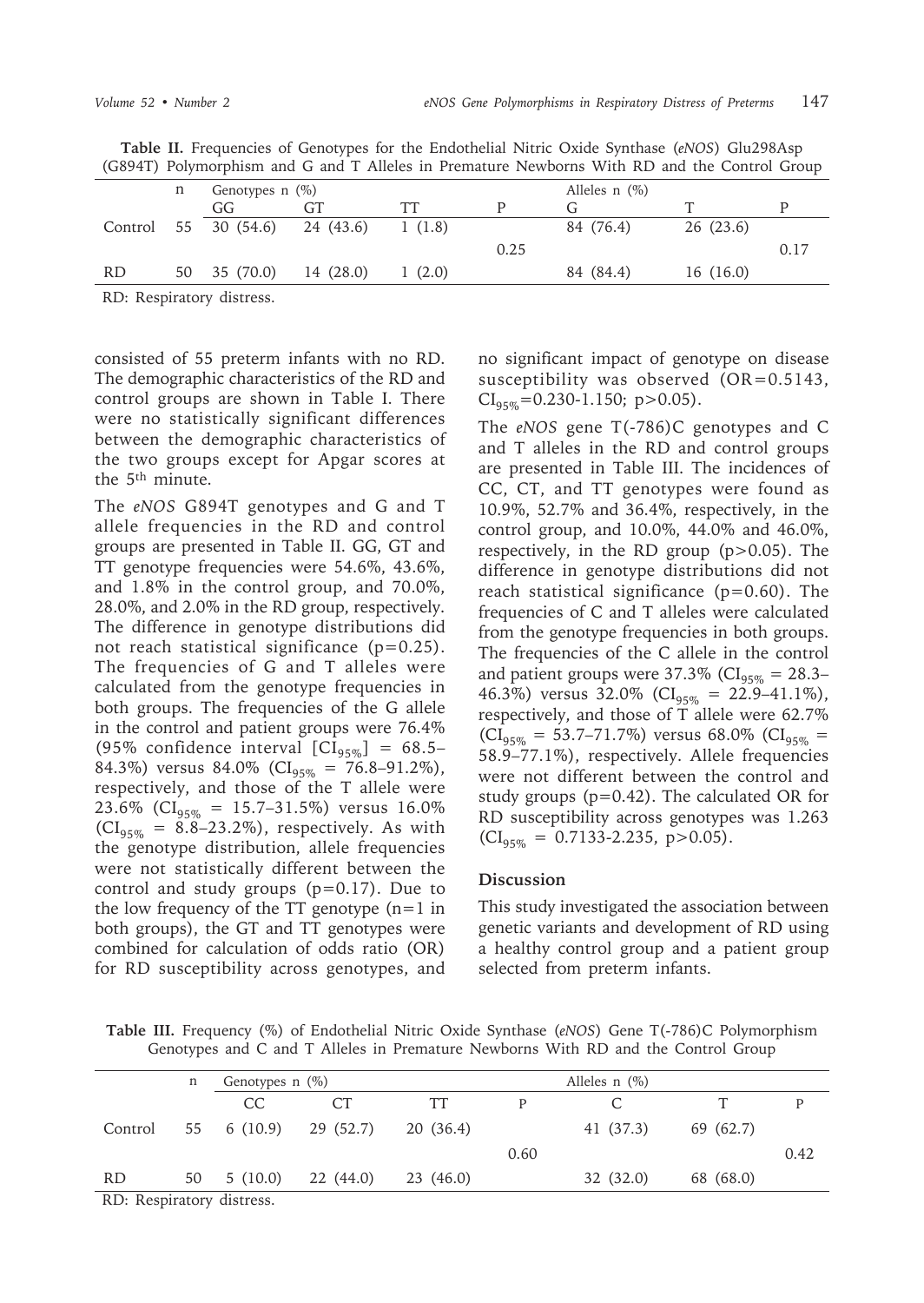**Table II.** Frequencies of Genotypes for the Endothelial Nitric Oxide Synthase (*eNOS*) Glu298Asp (G894T) Polymorphism and G and T Alleles in Premature Newborns With RD and the Control Group

| | n | Genotypes n (%) | | | | Alleles n (%) | | |
|---|---|---|---|---|---|---|---|---|
| | | GG | GT | TT | P | G | T | P |
| Control | 55 | 30 (54.6) | 24 (43.6) | 1 (1.8) | | 84 (76.4) | 26 (23.6) | |
| | | | | | 0.25 | | | 0.17 |
| RD | 50 | 35 (70.0) | 14 (28.0) | 1 (2.0) | | 84 (84.4) | 16 (16.0) | |

RD: Respiratory distress.

consisted of 55 preterm infants with no RD. The demographic characteristics of the RD and control groups are shown in Table I. There were no statistically significant differences between the demographic characteristics of the two groups except for Apgar scores at the 5th minute.

The *eNOS* G894T genotypes and G and T allele frequencies in the RD and control groups are presented in Table II. GG, GT and TT genotype frequencies were 54.6%, 43.6%, and 1.8% in the control group, and 70.0%, 28.0%, and 2.0% in the RD group, respectively. The difference in genotype distributions did not reach statistical significance ($p=0.25$). The frequencies of G and T alleles were calculated from the genotype frequencies in both groups. The frequencies of the G allele in the control and patient groups were 76.4% (95% confidence interval [$CI_{95\%}$] = 68.5–84.3%) versus 84.0% ($CI_{95\%}$ = 76.8–91.2%), respectively, and those of the T allele were 23.6% ($CI_{95\%}$ = 15.7–31.5%) versus 16.0% ($CI_{95\%}$ = 8.8–23.2%), respectively. As with the genotype distribution, allele frequencies were not statistically different between the control and study groups ($p=0.17$). Due to the low frequency of the TT genotype (n=1 in both groups), the GT and TT genotypes were combined for calculation of odds ratio (OR) for RD susceptibility across genotypes, and no significant impact of genotype on disease susceptibility was observed (OR=0.5143, $CI_{95\%}$=0.230-1.150; $p>0.05$).

The *eNOS* gene T(-786)C genotypes and C and T alleles in the RD and control groups are presented in Table III. The incidences of CC, CT, and TT genotypes were found as 10.9%, 52.7% and 36.4%, respectively, in the control group, and 10.0%, 44.0% and 46.0%, respectively, in the RD group ($p>0.05$). The difference in genotype distributions did not reach statistical significance ($p=0.60$). The frequencies of C and T alleles were calculated from the genotype frequencies in both groups. The frequencies of the C allele in the control and patient groups were 37.3% ($CI_{95\%}$ = 28.3–46.3%) versus 32.0% ($CI_{95\%}$ = 22.9–41.1%), respectively, and those of T allele were 62.7% ($CI_{95\%}$ = 53.7–71.7%) versus 68.0% ($CI_{95\%}$ = 58.9–77.1%), respectively. Allele frequencies were not different between the control and study groups ($p=0.42$). The calculated OR for RD susceptibility across genotypes was 1.263 ($CI_{95\%}$ = 0.7133-2.235, $p>0.05$).

## Discussion

This study investigated the association between genetic variants and development of RD using a healthy control group and a patient group selected from preterm infants.

**Table III.** Frequency (%) of Endothelial Nitric Oxide Synthase (*eNOS*) Gene T(-786)C Polymorphism Genotypes and C and T Alleles in Premature Newborns With RD and the Control Group

| | n | Genotypes n (%) | | | | Alleles n (%) | | |
|---|---|---|---|---|---|---|---|---|
| | | CC | CT | TT | P | C | T | P |
| Control | 55 | 6 (10.9) | 29 (52.7) | 20 (36.4) | | 41 (37.3) | 69 (62.7) | |
| | | | | | 0.60 | | | 0.42 |
| RD | 50 | 5 (10.0) | 22 (44.0) | 23 (46.0) | | 32 (32.0) | 68 (68.0) | |

RD: Respiratory distress.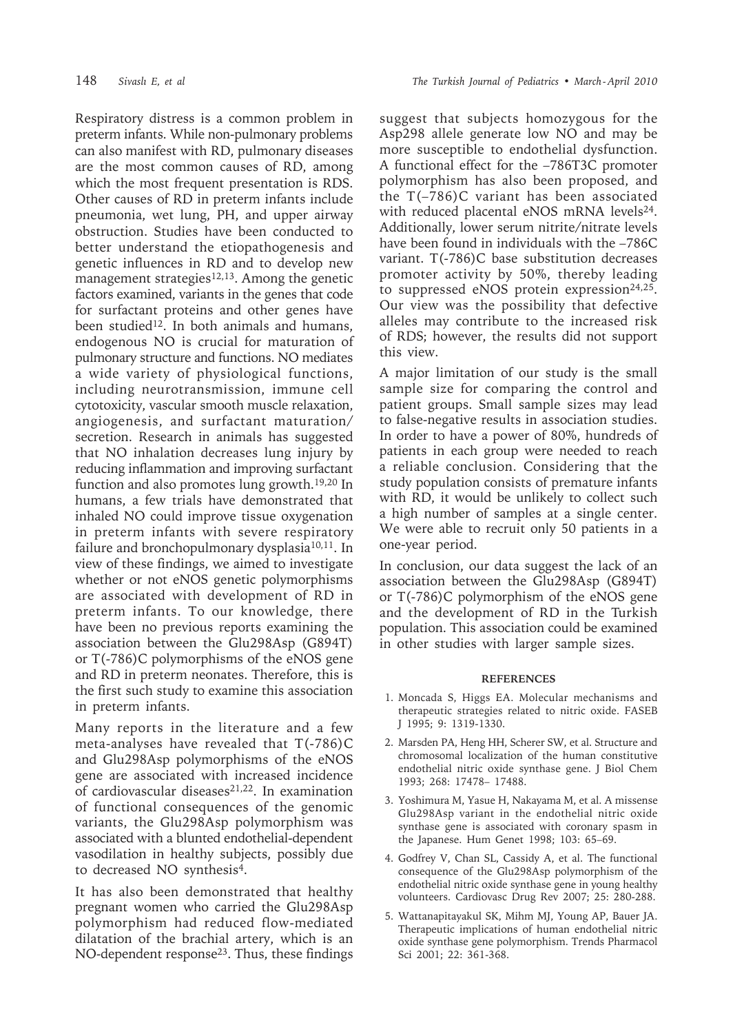Respiratory distress is a common problem in preterm infants. While non-pulmonary problems can also manifest with RD, pulmonary diseases are the most common causes of RD, among which the most frequent presentation is RDS. Other causes of RD in preterm infants include pneumonia, wet lung, PH, and upper airway obstruction. Studies have been conducted to better understand the etiopathogenesis and genetic influences in RD and to develop new management strategies[12,13]. Among the genetic factors examined, variants in the genes that code for surfactant proteins and other genes have been studied[12]. In both animals and humans, endogenous NO is crucial for maturation of pulmonary structure and functions. NO mediates a wide variety of physiological functions, including neurotransmission, immune cell cytotoxicity, vascular smooth muscle relaxation, angiogenesis, and surfactant maturation/secretion. Research in animals has suggested that NO inhalation decreases lung injury by reducing inflammation and improving surfactant function and also promotes lung growth.[19,20] In humans, a few trials have demonstrated that inhaled NO could improve tissue oxygenation in preterm infants with severe respiratory failure and bronchopulmonary dysplasia[10,11]. In view of these findings, we aimed to investigate whether or not eNOS genetic polymorphisms are associated with development of RD in preterm infants. To our knowledge, there have been no previous reports examining the association between the Glu298Asp (G894T) or T(-786)C polymorphisms of the eNOS gene and RD in preterm neonates. Therefore, this is the first such study to examine this association in preterm infants.

Many reports in the literature and a few meta-analyses have revealed that T(-786)C and Glu298Asp polymorphisms of the eNOS gene are associated with increased incidence of cardiovascular diseases[21,22]. In examination of functional consequences of the genomic variants, the Glu298Asp polymorphism was associated with a blunted endothelial-dependent vasodilation in healthy subjects, possibly due to decreased NO synthesis[4].

It has also been demonstrated that healthy pregnant women who carried the Glu298Asp polymorphism had reduced flow-mediated dilatation of the brachial artery, which is an NO-dependent response[23]. Thus, these findings suggest that subjects homozygous for the Asp298 allele generate low NO and may be more susceptible to endothelial dysfunction. A functional effect for the –786T3C promoter polymorphism has also been proposed, and the T(–786)C variant has been associated with reduced placental eNOS mRNA levels[24]. Additionally, lower serum nitrite/nitrate levels have been found in individuals with the –786C variant. T(-786)C base substitution decreases promoter activity by 50%, thereby leading to suppressed eNOS protein expression[24,25]. Our view was the possibility that defective alleles may contribute to the increased risk of RDS; however, the results did not support this view.

A major limitation of our study is the small sample size for comparing the control and patient groups. Small sample sizes may lead to false-negative results in association studies. In order to have a power of 80%, hundreds of patients in each group were needed to reach a reliable conclusion. Considering that the study population consists of premature infants with RD, it would be unlikely to collect such a high number of samples at a single center. We were able to recruit only 50 patients in a one-year period.

In conclusion, our data suggest the lack of an association between the Glu298Asp (G894T) or T(-786)C polymorphism of the eNOS gene and the development of RD in the Turkish population. This association could be examined in other studies with larger sample sizes.

## REFERENCES

1. Moncada S, Higgs EA. Molecular mechanisms and therapeutic strategies related to nitric oxide. FASEB J 1995; 9: 1319-1330.
2. Marsden PA, Heng HH, Scherer SW, et al. Structure and chromosomal localization of the human constitutive endothelial nitric oxide synthase gene. J Biol Chem 1993; 268: 17478– 17488.
3. Yoshimura M, Yasue H, Nakayama M, et al. A missense Glu298Asp variant in the endothelial nitric oxide synthase gene is associated with coronary spasm in the Japanese. Hum Genet 1998; 103: 65–69.
4. Godfrey V, Chan SL, Cassidy A, et al. The functional consequence of the Glu298Asp polymorphism of the endothelial nitric oxide synthase gene in young healthy volunteers. Cardiovasc Drug Rev 2007; 25: 280-288.
5. Wattanapitayakul SK, Mihm MJ, Young AP, Bauer JA. Therapeutic implications of human endothelial nitric oxide synthase gene polymorphism. Trends Pharmacol Sci 2001; 22: 361-368.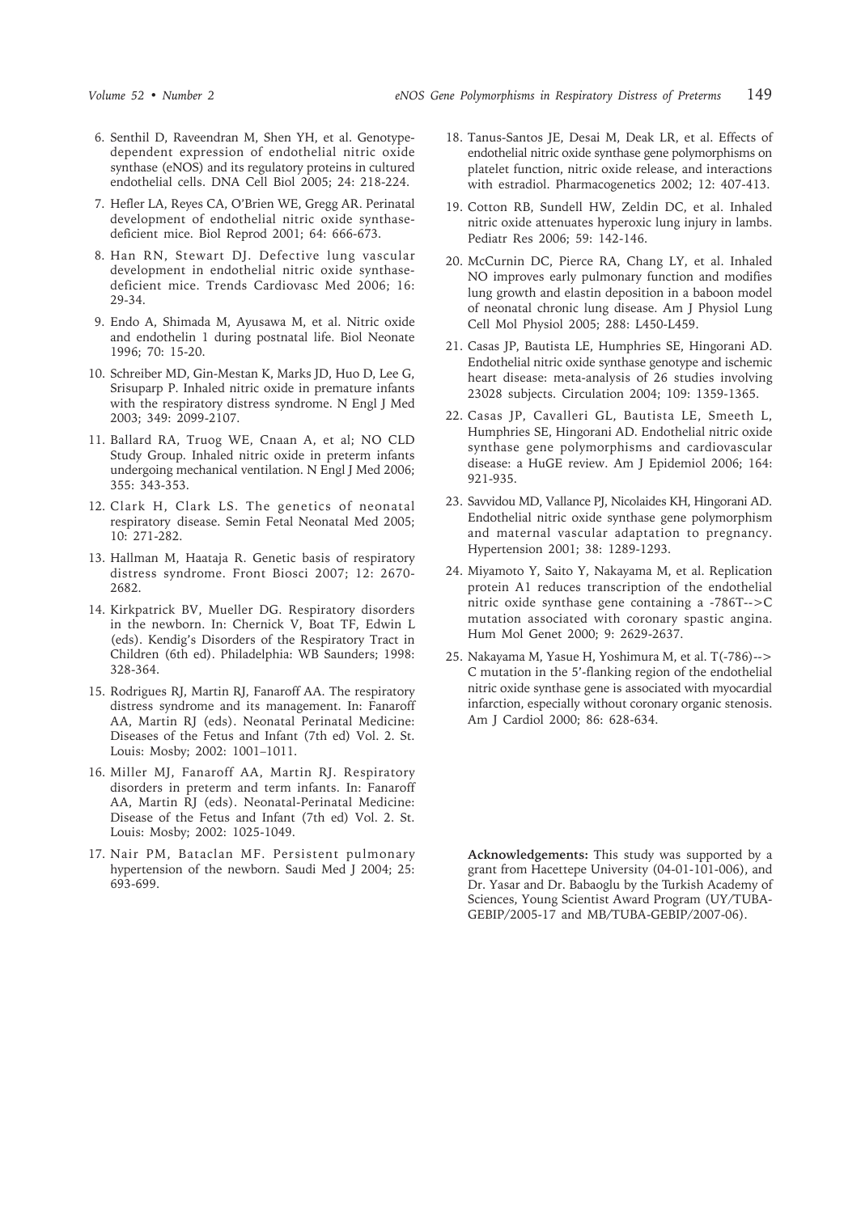6. Senthil D, Raveendran M, Shen YH, et al. Genotype-dependent expression of endothelial nitric oxide synthase (eNOS) and its regulatory proteins in cultured endothelial cells. DNA Cell Biol 2005; 24: 218-224.

7. Hefler LA, Reyes CA, O'Brien WE, Gregg AR. Perinatal development of endothelial nitric oxide synthase-deficient mice. Biol Reprod 2001; 64: 666-673.

8. Han RN, Stewart DJ. Defective lung vascular development in endothelial nitric oxide synthase-deficient mice. Trends Cardiovasc Med 2006; 16: 29-34.

9. Endo A, Shimada M, Ayusawa M, et al. Nitric oxide and endothelin 1 during postnatal life. Biol Neonate 1996; 70: 15-20.

10. Schreiber MD, Gin-Mestan K, Marks JD, Huo D, Lee G, Srisuparp P. Inhaled nitric oxide in premature infants with the respiratory distress syndrome. N Engl J Med 2003; 349: 2099-2107.

11. Ballard RA, Truog WE, Cnaan A, et al; NO CLD Study Group. Inhaled nitric oxide in preterm infants undergoing mechanical ventilation. N Engl J Med 2006; 355: 343-353.

12. Clark H, Clark LS. The genetics of neonatal respiratory disease. Semin Fetal Neonatal Med 2005; 10: 271-282.

13. Hallman M, Haataja R. Genetic basis of respiratory distress syndrome. Front Biosci 2007; 12: 2670-2682.

14. Kirkpatrick BV, Mueller DG. Respiratory disorders in the newborn. In: Chernick V, Boat TF, Edwin L (eds). Kendig's Disorders of the Respiratory Tract in Children (6th ed). Philadelphia: WB Saunders; 1998: 328-364.

15. Rodrigues RJ, Martin RJ, Fanaroff AA. The respiratory distress syndrome and its management. In: Fanaroff AA, Martin RJ (eds). Neonatal Perinatal Medicine: Diseases of the Fetus and Infant (7th ed) Vol. 2. St. Louis: Mosby; 2002: 1001–1011.

16. Miller MJ, Fanaroff AA, Martin RJ. Respiratory disorders in preterm and term infants. In: Fanaroff AA, Martin RJ (eds). Neonatal-Perinatal Medicine: Disease of the Fetus and Infant (7th ed) Vol. 2. St. Louis: Mosby; 2002: 1025-1049.

17. Nair PM, Bataclan MF. Persistent pulmonary hypertension of the newborn. Saudi Med J 2004; 25: 693-699.

18. Tanus-Santos JE, Desai M, Deak LR, et al. Effects of endothelial nitric oxide synthase gene polymorphisms on platelet function, nitric oxide release, and interactions with estradiol. Pharmacogenetics 2002; 12: 407-413.

19. Cotton RB, Sundell HW, Zeldin DC, et al. Inhaled nitric oxide attenuates hyperoxic lung injury in lambs. Pediatr Res 2006; 59: 142-146.

20. McCurnin DC, Pierce RA, Chang LY, et al. Inhaled NO improves early pulmonary function and modifies lung growth and elastin deposition in a baboon model of neonatal chronic lung disease. Am J Physiol Lung Cell Mol Physiol 2005; 288: L450-L459.

21. Casas JP, Bautista LE, Humphries SE, Hingorani AD. Endothelial nitric oxide synthase genotype and ischemic heart disease: meta-analysis of 26 studies involving 23028 subjects. Circulation 2004; 109: 1359-1365.

22. Casas JP, Cavalleri GL, Bautista LE, Smeeth L, Humphries SE, Hingorani AD. Endothelial nitric oxide synthase gene polymorphisms and cardiovascular disease: a HuGE review. Am J Epidemiol 2006; 164: 921-935.

23. Savvidou MD, Vallance PJ, Nicolaides KH, Hingorani AD. Endothelial nitric oxide synthase gene polymorphism and maternal vascular adaptation to pregnancy. Hypertension 2001; 38: 1289-1293.

24. Miyamoto Y, Saito Y, Nakayama M, et al. Replication protein A1 reduces transcription of the endothelial nitric oxide synthase gene containing a -786T-->C mutation associated with coronary spastic angina. Hum Mol Genet 2000; 9: 2629-2637.

25. Nakayama M, Yasue H, Yoshimura M, et al. T(-786)--> C mutation in the 5'-flanking region of the endothelial nitric oxide synthase gene is associated with myocardial infarction, especially without coronary organic stenosis. Am J Cardiol 2000; 86: 628-634.

**Acknowledgements:** This study was supported by a grant from Hacettepe University (04-01-101-006), and Dr. Yasar and Dr. Babaoglu by the Turkish Academy of Sciences, Young Scientist Award Program (UY/TUBA-GEBIP/2005-17 and MB/TUBA-GEBIP/2007-06).